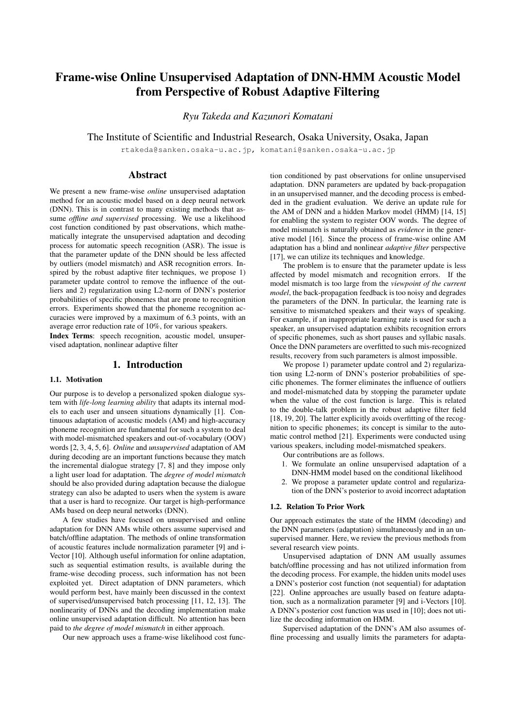# Frame-wise Online Unsupervised Adaptation of DNN-HMM Acoustic Model from Perspective of Robust Adaptive Filtering

*Ryu Takeda and Kazunori Komatani*

The Institute of Scientific and Industrial Research, Osaka University, Osaka, Japan

rtakeda@sanken.osaka-u.ac.jp, komatani@sanken.osaka-u.ac.jp

## Abstract

We present a new frame-wise *online* unsupervised adaptation method for an acoustic model based on a deep neural network (DNN). This is in contrast to many existing methods that assume *offline and supervised* processing. We use a likelihood cost function conditioned by past observations, which mathematically integrate the unsupervised adaptation and decoding process for automatic speech recognition (ASR). The issue is that the parameter update of the DNN should be less affected by outliers (model mismatch) and ASR recognition errors. Inspired by the robust adaptive fiter techniques, we propose 1) parameter update control to remove the influence of the outliers and 2) regularization using L2-norm of DNN's posterior probabilities of specific phonemes that are prone to recognition errors. Experiments showed that the phoneme recognition accuracies were improved by a maximum of 6.3 points, with an average error reduction rate of 10%, for various speakers.

**Index Terms**: speech recognition, acoustic model, unsupervised adaptation, nonlinear adaptive filter

## 1. Introduction

### 1.1. Motivation

Our purpose is to develop a personalized spoken dialogue system with *life-long learning ability* that adapts its internal models to each user and unseen situations dynamically [1]. Continuous adaptation of acoustic models (AM) and high-accuracy phoneme recognition are fundamental for such a system to deal with model-mismatched speakers and out-of-vocabulary (OOV) words [2, 3, 4, 5, 6]. *Online* and *unsupervised* adaptation of AM during decoding are an important functions because they match the incremental dialogue strategy [7, 8] and they impose only a light user load for adaptation. The *degree of model mismatch* should be also provided during adaptation because the dialogue strategy can also be adapted to users when the system is aware that a user is hard to recognize. Our target is high-performance AMs based on deep neural networks (DNN).

A few studies have focused on unsupervised and online adaptation for DNN AMs while others assume supervised and batch/offline adaptation. The methods of online transformation of acoustic features include normalization parameter [9] and i-Vector [10]. Although useful information for online adaptation, such as sequential estimation results, is available during the frame-wise decoding process, such information has not been exploited yet. Direct adaptation of DNN parameters, which would perform best, have mainly been discussed in the context of supervised/unsupervised batch processing [11, 12, 13]. The nonlinearity of DNNs and the decoding implementation make online unsupervised adaptation difficult. No attention has been paid to *the degree of model mismatch* in either approach.

Our new approach uses a frame-wise likelihood cost function conditioned by past observations for online unsupervised adaptation. DNN parameters are updated by back-propagation in an unsupervised manner, and the decoding process is embedded in the gradient evaluation. We derive an update rule for the AM of DNN and a hidden Markov model (HMM) [14, 15] for enabling the system to register OOV words. The degree of model mismatch is naturally obtained as *evidence* in the generative model [16]. Since the process of frame-wise online AM adaptation has a blind and nonlinear *adaptive filter* perspective [17], we can utilize its techniques and knowledge.

The problem is to ensure that the parameter update is less affected by model mismatch and recognition errors. If the model mismatch is too large from the *viewpoint of the current model*, the back-propagation feedback is too noisy and degrades the parameters of the DNN. In particular, the learning rate is sensitive to mismatched speakers and their ways of speaking. For example, if an inappropriate learning rate is used for such a speaker, an unsupervised adaptation exhibits recognition errors of specific phonemes, such as short pauses and syllabic nasals. Once the DNN parameters are overfitted to such mis-recognized results, recovery from such parameters is almost impossible.

We propose 1) parameter update control and 2) regularization using L2-norm of DNN's posterior probabilities of specific phonemes. The former eliminates the influence of outliers and model-mismatched data by stopping the parameter update when the value of the cost function is large. This is related to the double-talk problem in the robust adaptive filter field [18, 19, 20]. The latter explicitly avoids overfitting of the recognition to specific phonemes; its concept is similar to the automatic control method [21]. Experiments were conducted using various speakers, including model-mismatched speakers.

Our contributions are as follows.

1. We formulate an online unsupervised adaptation of a DNN-HMM model based on the conditional likelihood
2. We propose a parameter update control and regularization of the DNN's posterior to avoid incorrect adaptation

### 1.2. Relation To Prior Work

Our approach estimates the state of the HMM (decoding) and the DNN parameters (adaptation) simultaneously and in an unsupervised manner. Here, we review the previous methods from several research view points.

Unsupervised adaptation of DNN AM usually assumes batch/offline processing and has not utilized information from the decoding process. For example, the hidden units model uses a DNN's posterior cost function (not sequential) for adaptation [22]. Online approaches are usually based on feature adaptation, such as a normalization parameter [9] and i-Vectors [10]. A DNN's posterior cost function was used in [10]; does not utilize the decoding information on HMM.

Supervised adaptation of the DNN's AM also assumes offline processing and usually limits the parameters for adapta-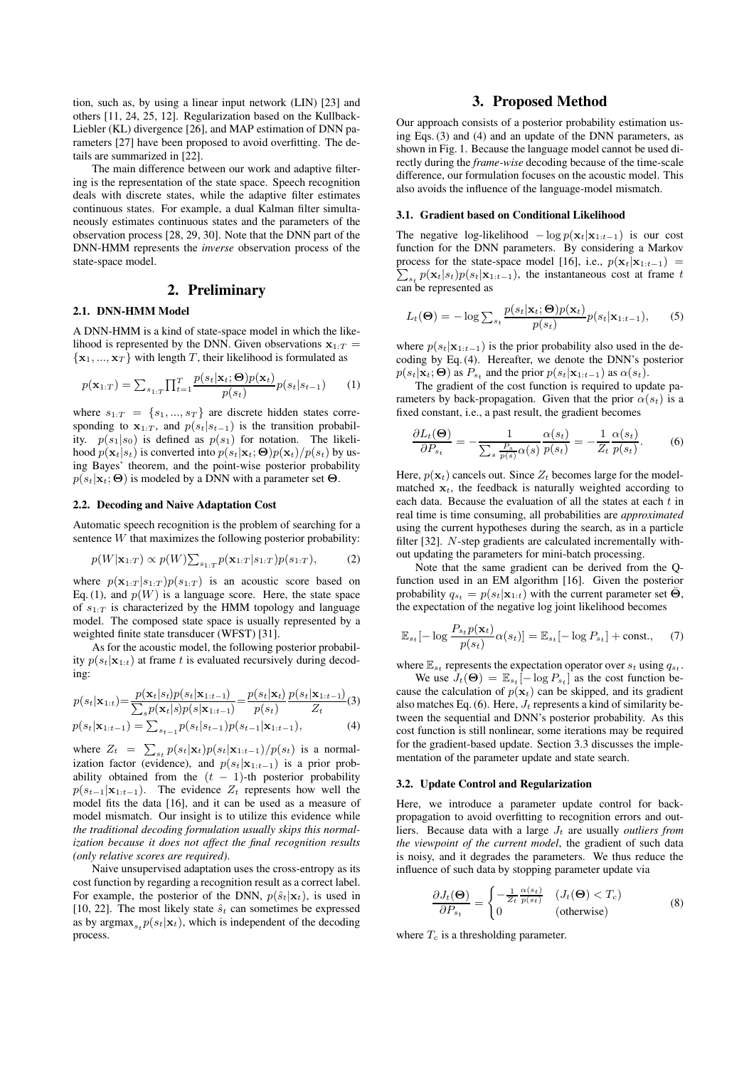tion, such as, by using a linear input network (LIN) [23] and others [11, 24, 25, 12]. Regularization based on the Kullback-Liebler (KL) divergence [26], and MAP estimation of DNN parameters [27] have been proposed to avoid overfitting. The details are summarized in [22].

The main difference between our work and adaptive filtering is the representation of the state space. Speech recognition deals with discrete states, while the adaptive filter estimates continuous states. For example, a dual Kalman filter simultaneously estimates continuous states and the parameters of the observation process [28, 29, 30]. Note that the DNN part of the DNN-HMM represents the *inverse* observation process of the state-space model.

## 2. Preliminary

### 2.1. DNN-HMM Model

A DNN-HMM is a kind of state-space model in which the likelihood is represented by the DNN. Given observations $\mathbf{x}_{1:T} = \{\mathbf{x}_1, ..., \mathbf{x}_T\}$ with length $T$, their likelihood is formulated as

$$p(\mathbf{x}_{1:T}) = \sum_{s_{1:T}} \prod_{t=1}^{T} \frac{p(s_t|\mathbf{x}_t; \mathbf{\Theta}) p(\mathbf{x}_t)}{p(s_t)} p(s_t|s_{t-1}) \quad (1)$$

where $s_{1:T} = \{s_1, ..., s_T\}$ are discrete hidden states corresponding to $\mathbf{x}_{1:T}$, and $p(s_t|s_{t-1})$ is the transition probability. $p(s_1|s_0)$ is defined as $p(s_1)$ for notation. The likelihood $p(\mathbf{x}_t|s_t)$ is converted into $p(s_t|\mathbf{x}_t; \mathbf{\Theta})p(\mathbf{x}_t)/p(s_t)$ by using Bayes' theorem, and the point-wise posterior probability $p(s_t|\mathbf{x}_t; \mathbf{\Theta})$ is modeled by a DNN with a parameter set $\mathbf{\Theta}$.

### 2.2. Decoding and Naive Adaptation Cost

Automatic speech recognition is the problem of searching for a sentence $W$ that maximizes the following posterior probability:

$$p(W|\mathbf{x}_{1:T}) \propto p(W) \sum_{s_{1:T}} p(\mathbf{x}_{1:T}|s_{1:T}) p(s_{1:T}), \quad (2)$$

where $p(\mathbf{x}_{1:T}|s_{1:T})p(s_{1:T})$ is an acoustic score based on Eq. (1), and $p(W)$ is a language score. Here, the state space of $s_{1:T}$ is characterized by the HMM topology and language model. The composed state space is usually represented by a weighted finite state transducer (WFST) [31].

As for the acoustic model, the following posterior probability $p(s_t|\mathbf{x}_{1:t})$ at frame $t$ is evaluated recursively during decoding:

$$p(s_t|\mathbf{x}_{1:t}) = \frac{p(\mathbf{x}_t|s_t) p(s_t|\mathbf{x}_{1:t-1})}{\sum_s p(\mathbf{x}_t|s) p(s|\mathbf{x}_{1:t-1})} = \frac{p(s_t|\mathbf{x}_t)}{p(s_t)} \frac{p(s_t|\mathbf{x}_{1:t-1})}{Z_t} \quad (3)$$

$$p(s_t|\mathbf{x}_{1:t-1}) = \sum_{s_{t-1}} p(s_t|s_{t-1}) p(s_{t-1}|\mathbf{x}_{1:t-1}), \quad (4)$$

where $Z_t = \sum_{s_t} p(s_t|\mathbf{x}_t) p(s_t|\mathbf{x}_{1:t-1})/p(s_t)$ is a normalization factor (evidence), and $p(s_t|\mathbf{x}_{1:t-1})$ is a prior probability obtained from the $(t-1)$-th posterior probability $p(s_{t-1}|\mathbf{x}_{1:t-1})$. The evidence $Z_t$ represents how well the model fits the data [16], and it can be used as a measure of model mismatch. Our insight is to utilize this evidence while *the traditional decoding formulation usually skips this normalization because it does not affect the final recognition results (only relative scores are required).*

Naive unsupervised adaptation uses the cross-entropy as its cost function by regarding a recognition result as a correct label. For example, the posterior of the DNN, $p(\hat{s}_t|\mathbf{x}_t)$, is used in [10, 22]. The most likely state $\hat{s}_t$ can sometimes be expressed as by $\text{argmax}_{s_t} p(s_t|\mathbf{x}_t)$, which is independent of the decoding process.

## 3. Proposed Method

Our approach consists of a posterior probability estimation using Eqs. (3) and (4) and an update of the DNN parameters, as shown in Fig. 1. Because the language model cannot be used directly during the *frame-wise* decoding because of the time-scale difference, our formulation focuses on the acoustic model. This also avoids the influence of the language-model mismatch.

### 3.1. Gradient based on Conditional Likelihood

The negative log-likelihood $-\log p(\mathbf{x}_t|\mathbf{x}_{1:t-1})$ is our cost function for the DNN parameters. By considering a Markov process for the state-space model [16], i.e., $p(\mathbf{x}_t|\mathbf{x}_{1:t-1}) = \sum_{s_t} p(\mathbf{x}_t|s_t) p(s_t|\mathbf{x}_{1:t-1})$, the instantaneous cost at frame $t$ can be represented as

$$L_t(\mathbf{\Theta}) = -\log \sum_{s_t} \frac{p(s_t|\mathbf{x}_t; \mathbf{\Theta}) p(\mathbf{x}_t)}{p(s_t)} p(s_t|\mathbf{x}_{1:t-1}), \quad (5)$$

where $p(s_t|\mathbf{x}_{1:t-1})$ is the prior probability also used in the decoding by Eq. (4). Hereafter, we denote the DNN's posterior $p(s_t|\mathbf{x}_t; \mathbf{\Theta})$ as $P_{s_t}$ and the prior $p(s_t|\mathbf{x}_{1:t-1})$ as $\alpha(s_t)$.

The gradient of the cost function is required to update parameters by back-propagation. Given that the prior $\alpha(s_t)$ is a fixed constant, i.e., a past result, the gradient becomes

$$\frac{\partial L_t(\mathbf{\Theta})}{\partial P_{s_t}} = -\frac{1}{\sum_s \frac{P_s}{p(s)} \alpha(s)} \frac{\alpha(s_t)}{p(s_t)} = -\frac{1}{Z_t} \frac{\alpha(s_t)}{p(s_t)}. \quad (6)$$

Here, $p(\mathbf{x}_t)$ cancels out. Since $Z_t$ becomes large for the model-matched $\mathbf{x}_t$, the feedback is naturally weighted according to each data. Because the evaluation of all the states at each $t$ in real time is time consuming, all probabilities are *approximated* using the current hypotheses during the search, as in a particle filter [32]. $N$-step gradients are calculated incrementally without updating the parameters for mini-batch processing.

Note that the same gradient can be derived from the Q-function used in an EM algorithm [16]. Given the posterior probability $q_{s_t} = p(s_t|\mathbf{x}_{1:t})$ with the current parameter set $\mathbf{\Theta}$, the expectation of the negative log joint likelihood becomes

$$\mathbb{E}_{s_t}[-\log \frac{P_{s_t} p(\mathbf{x}_t)}{p(s_t)} \alpha(s_t)] = \mathbb{E}_{s_t}[-\log P_{s_t}] + \text{const.}, \quad (7)$$

where $\mathbb{E}_{s_t}$ represents the expectation operator over $s_t$ using $q_{s_t}$.

We use $J_t(\mathbf{\Theta}) = \mathbb{E}_{s_t}[-\log P_{s_t}]$ as the cost function because the calculation of $p(\mathbf{x}_t)$ can be skipped, and its gradient also matches Eq. (6). Here, $J_t$ represents a kind of similarity between the sequential and DNN's posterior probability. As this cost function is still nonlinear, some iterations may be required for the gradient-based update. Section 3.3 discusses the implementation of the parameter update and state search.

### 3.2. Update Control and Regularization

Here, we introduce a parameter update control for back-propagation to avoid overfitting to recognition errors and outliers. Because data with a large $J_t$ are usually *outliers from the viewpoint of the current model*, the gradient of such data is noisy, and it degrades the parameters. We thus reduce the influence of such data by stopping parameter update via

$$\frac{\partial J_t(\mathbf{\Theta})}{\partial P_{s_t}} = \begin{cases} -\frac{1}{Z_t} \frac{\alpha(s_t)}{p(s_t)} & (J_t(\mathbf{\Theta}) < T_c) \\ 0 & (\text{otherwise}) \end{cases} \quad (8)$$

where $T_c$ is a thresholding parameter.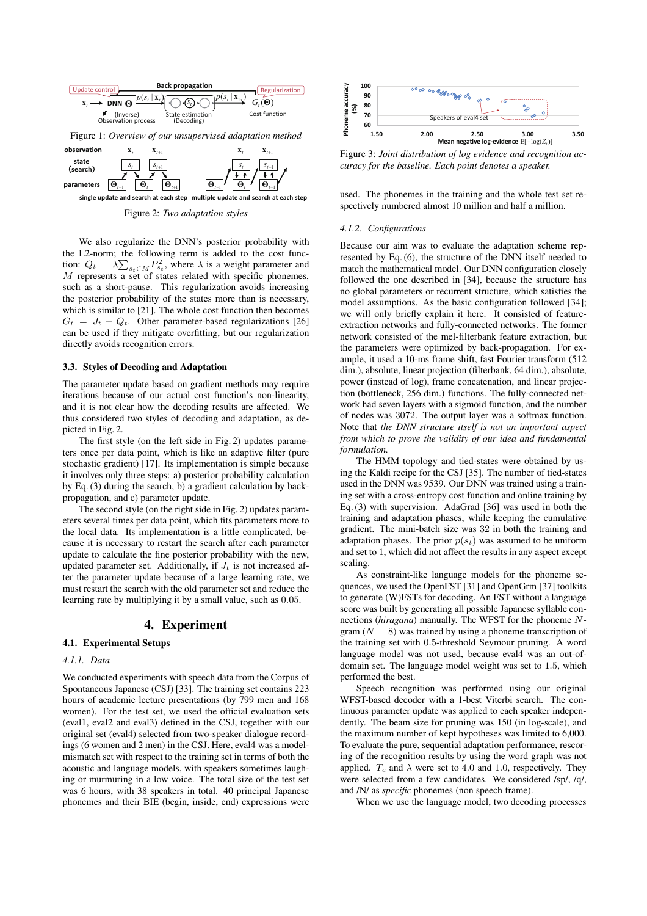Figure 1: *Overview of our unsupervised adaptation method*

Figure 2: *Two adaptation styles*

We also regularize the DNN's posterior probability with the L2-norm; the following term is added to the cost function: $Q_t = \lambda \sum_{s_t \in M} P_{s_t}^2$, where $\lambda$ is a weight parameter and $M$ represents a set of states related with specific phonemes, such as a short-pause. This regularization avoids increasing the posterior probability of the states more than is necessary, which is similar to [21]. The whole cost function then becomes $G_t = J_t + Q_t$. Other parameter-based regularizations [26] can be used if they mitigate overfitting, but our regularization directly avoids recognition errors.

### 3.3. Styles of Decoding and Adaptation

The parameter update based on gradient methods may require iterations because of our actual cost function's non-linearity, and it is not clear how the decoding results are affected. We thus considered two styles of decoding and adaptation, as depicted in Fig. 2.

The first style (on the left side in Fig. 2) updates parameters once per data point, which is like an adaptive filter (pure stochastic gradient) [17]. Its implementation is simple because it involves only three steps: a) posterior probability calculation by Eq. (3) during the search, b) a gradient calculation by back-propagation, and c) parameter update.

The second style (on the right side in Fig. 2) updates parameters several times per data point, which fits parameters more to the local data. Its implementation is a little complicated, because it is necessary to restart the search after each parameter update to calculate the fine posterior probability with the new, updated parameter set. Additionally, if $J_t$ is not increased after the parameter update because of a large learning rate, we must restart the search with the old parameter set and reduce the learning rate by multiplying it by a small value, such as 0.05.

## 4. Experiment

### 4.1. Experimental Setups

#### *4.1.1. Data*

We conducted experiments with speech data from the Corpus of Spontaneous Japanese (CSJ) [33]. The training set contains 223 hours of academic lecture presentations (by 799 men and 168 women). For the test set, we used the official evaluation sets (eval1, eval2 and eval3) defined in the CSJ, together with our original set (eval4) selected from two-speaker dialogue recordings (6 women and 2 men) in the CSJ. Here, eval4 was a model-mismatch set with respect to the training set in terms of both the acoustic and language models, with speakers sometimes laughing or murmuring in a low voice. The total size of the test set was 6 hours, with 38 speakers in total. 40 principal Japanese phonemes and their BIE (begin, inside, end) expressions were used. The phonemes in the training and the whole test set respectively numbered almost 10 million and half a million.

Figure 3: *Joint distribution of log evidence and recognition accuracy for the baseline. Each point denotes a speaker.*

#### *4.1.2. Configurations*

Because our aim was to evaluate the adaptation scheme represented by Eq. (6), the structure of the DNN itself needed to match the mathematical model. Our DNN configuration closely followed the one described in [34], because the structure has no global parameters or recurrent structure, which satisfies the model assumptions. As the basic configuration followed [34]; we will only briefly explain it here. It consisted of feature-extraction networks and fully-connected networks. The former network consisted of the mel-filterbank feature extraction, but the parameters were optimized by back-propagation. For example, it used a 10-ms frame shift, fast Fourier transform (512 dim.), absolute, linear projection (filterbank, 64 dim.), absolute, power (instead of log), frame concatenation, and linear projection (bottleneck, 256 dim.) functions. The fully-connected network had seven layers with a sigmoid function, and the number of nodes was 3072. The output layer was a softmax function. Note that *the DNN structure itself is not an important aspect from which to prove the validity of our idea and fundamental formulation.*

The HMM topology and tied-states were obtained by using the Kaldi recipe for the CSJ [35]. The number of tied-states used in the DNN was 9539. Our DNN was trained using a training set with a cross-entropy cost function and online training by Eq. (3) with supervision. AdaGrad [36] was used in both the training and adaptation phases, while keeping the cumulative gradient. The mini-batch size was 32 in both the training and adaptation phases. The prior $p(s_t)$ was assumed to be uniform and set to 1, which did not affect the results in any aspect except scaling.

As constraint-like language models for the phoneme sequences, we used the OpenFST [31] and OpenGrm [37] toolkits to generate (W)FSTs for decoding. An FST without a language score was built by generating all possible Japanese syllable connections (*hiragana*) manually. The WFST for the phoneme $N$-gram ($N = 8$) was trained by using a phoneme transcription of the training set with 0.5-threshold Seymour pruning. A word language model was not used, because eval4 was an out-of-domain set. The language model weight was set to 1.5, which performed the best.

Speech recognition was performed using our original WFST-based decoder with a 1-best Viterbi search. The continuous parameter update was applied to each speaker independently. The beam size for pruning was 150 (in log-scale), and the maximum number of kept hypotheses was limited to 6,000. To evaluate the pure, sequential adaptation performance, rescoring of the recognition results by using the word graph was not applied. $T_c$ and $\lambda$ were set to 4.0 and 1.0, respectively. They were selected from a few candidates. We considered /sp/, /q/, and /N/ as *specific* phonemes (non speech frame).

When we use the language model, two decoding processes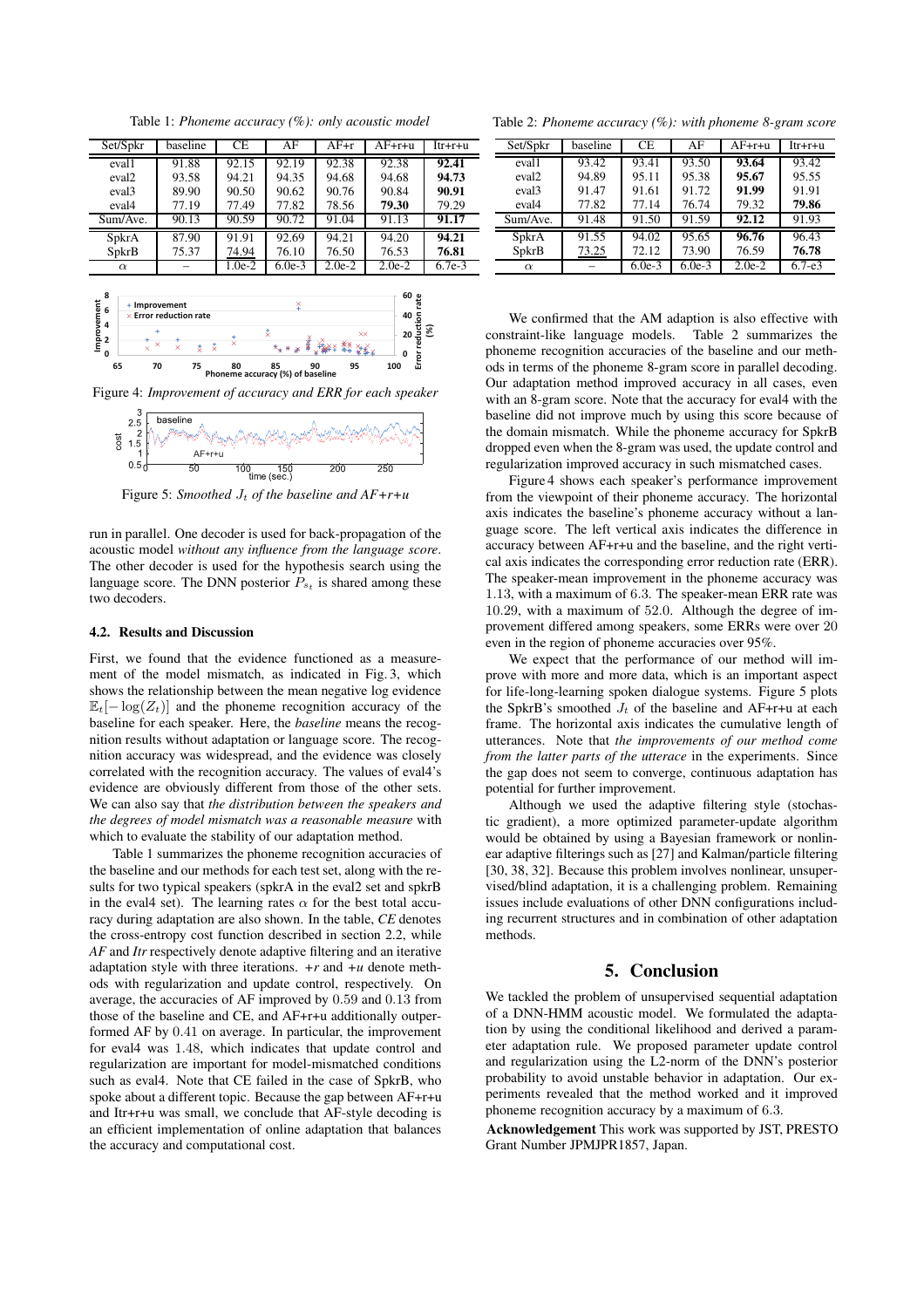Table 1: *Phoneme accuracy (%): only acoustic model*

| Set/Spkr | baseline | CE | AF | AF+r | AF+r+u | Itr+r+u |
|---|---|---|---|---|---|---|
| eval1 | 91.88 | 92.15 | 92.19 | 92.38 | 92.38 | **92.41** |
| eval2 | 93.58 | 94.21 | 94.35 | 94.68 | 94.68 | **94.73** |
| eval3 | 89.90 | 90.50 | 90.62 | 90.76 | 90.84 | **90.91** |
| eval4 | 77.19 | 77.49 | 77.82 | 78.56 | **79.30** | 79.29 |
| Sum/Ave. | 90.13 | 90.59 | 90.72 | 91.04 | 91.13 | **91.17** |
| SpkrA | 87.90 | 91.91 | 92.69 | 94.21 | 94.20 | **94.21** |
| SpkrB | 75.37 | <u>74.94</u> | 76.10 | 76.50 | 76.53 | **76.81** |
| $\alpha$ | – | 1.0e-2 | 6.0e-3 | 2.0e-2 | 2.0e-2 | 6.7e-3 |

Table 2: *Phoneme accuracy (%): with phoneme 8-gram score*

| Set/Spkr | baseline | CE | AF | AF+r+u | Itr+r+u |
|---|---|---|---|---|---|
| eval1 | 93.42 | 93.41 | 93.50 | **93.64** | 93.42 |
| eval2 | 94.89 | 95.11 | 95.38 | **95.67** | 95.55 |
| eval3 | 91.47 | 91.61 | 91.72 | **91.99** | 91.91 |
| eval4 | 77.82 | 77.14 | 76.74 | 79.32 | **79.86** |
| Sum/Ave. | 91.48 | 91.50 | 91.59 | **92.12** | 91.93 |
| SpkrA | 91.55 | 94.02 | 95.65 | **96.76** | 96.43 |
| SpkrB | <u>73.25</u> | 72.12 | 73.90 | 76.59 | **76.78** |
| $\alpha$ | – | 6.0e-3 | 6.0e-3 | 2.0e-2 | 6.7-e3 |

Figure 4: *Improvement of accuracy and ERR for each speaker*

Figure 5: *Smoothed $J_t$ of the baseline and AF+r+u*

run in parallel. One decoder is used for back-propagation of the acoustic model *without any influence from the language score*. The other decoder is used for the hypothesis search using the language score. The DNN posterior $P_{s_t}$ is shared among these two decoders.

### 4.2. Results and Discussion

First, we found that the evidence functioned as a measurement of the model mismatch, as indicated in Fig. 3, which shows the relationship between the mean negative log evidence $\mathbb{E}_t[-\log(Z_t)]$ and the phoneme recognition accuracy of the baseline for each speaker. Here, the *baseline* means the recognition results without adaptation or language score. The recognition accuracy was widespread, and the evidence was closely correlated with the recognition accuracy. The values of eval4's evidence are obviously different from those of the other sets. We can also say that *the distribution between the speakers and the degrees of model mismatch was a reasonable measure* with which to evaluate the stability of our adaptation method.

Table 1 summarizes the phoneme recognition accuracies of the baseline and our methods for each test set, along with the results for two typical speakers (spkrA in the eval2 set and spkrB in the eval4 set). The learning rates $\alpha$ for the best total accuracy during adaptation are also shown. In the table, *CE* denotes the cross-entropy cost function described in section 2.2, while *AF* and *Itr* respectively denote adaptive filtering and an iterative adaptation style with three iterations. *+r* and *+u* denote methods with regularization and update control, respectively. On average, the accuracies of AF improved by 0.59 and 0.13 from those of the baseline and CE, and AF+r+u additionally outperformed AF by 0.41 on average. In particular, the improvement for eval4 was 1.48, which indicates that update control and regularization are important for model-mismatched conditions such as eval4. Note that CE failed in the case of SpkrB, who spoke about a different topic. Because the gap between AF+r+u and Itr+r+u was small, we conclude that AF-style decoding is an efficient implementation of online adaptation that balances the accuracy and computational cost.

We confirmed that the AM adaption is also effective with constraint-like language models. Table 2 summarizes the phoneme recognition accuracies of the baseline and our methods in terms of the phoneme 8-gram score in parallel decoding. Our adaptation method improved accuracy in all cases, even with an 8-gram score. Note that the accuracy for eval4 with the baseline did not improve much by using this score because of the domain mismatch. While the phoneme accuracy for SpkrB dropped even when the 8-gram was used, the update control and regularization improved accuracy in such mismatched cases.

Figure 4 shows each speaker's performance improvement from the viewpoint of their phoneme accuracy. The horizontal axis indicates the baseline's phoneme accuracy without a language score. The left vertical axis indicates the difference in accuracy between AF+r+u and the baseline, and the right vertical axis indicates the corresponding error reduction rate (ERR). The speaker-mean improvement in the phoneme accuracy was 1.13, with a maximum of 6.3. The speaker-mean ERR rate was 10.29, with a maximum of 52.0. Although the degree of improvement differed among speakers, some ERRs were over 20 even in the region of phoneme accuracies over 95%.

We expect that the performance of our method will improve with more and more data, which is an important aspect for life-long-learning spoken dialogue systems. Figure 5 plots the SpkrB's smoothed $J_t$ of the baseline and AF+r+u at each frame. The horizontal axis indicates the cumulative length of utterances. Note that *the improvements of our method come from the latter parts of the utterace* in the experiments. Since the gap does not seem to converge, continuous adaptation has potential for further improvement.

Although we used the adaptive filtering style (stochastic gradient), a more optimized parameter-update algorithm would be obtained by using a Bayesian framework or nonlinear adaptive filterings such as [27] and Kalman/particle filtering [30, 38, 32]. Because this problem involves nonlinear, unsupervised/blind adaptation, it is a challenging problem. Remaining issues include evaluations of other DNN configurations including recurrent structures and in combination of other adaptation methods.

## 5. Conclusion

We tackled the problem of unsupervised sequential adaptation of a DNN-HMM acoustic model. We formulated the adaptation by using the conditional likelihood and derived a parameter adaptation rule. We proposed parameter update control and regularization using the L2-norm of the DNN's posterior probability to avoid unstable behavior in adaptation. Our experiments revealed that the method worked and it improved phoneme recognition accuracy by a maximum of 6.3.

**Acknowledgement** This work was supported by JST, PRESTO Grant Number JPMJPR1857, Japan.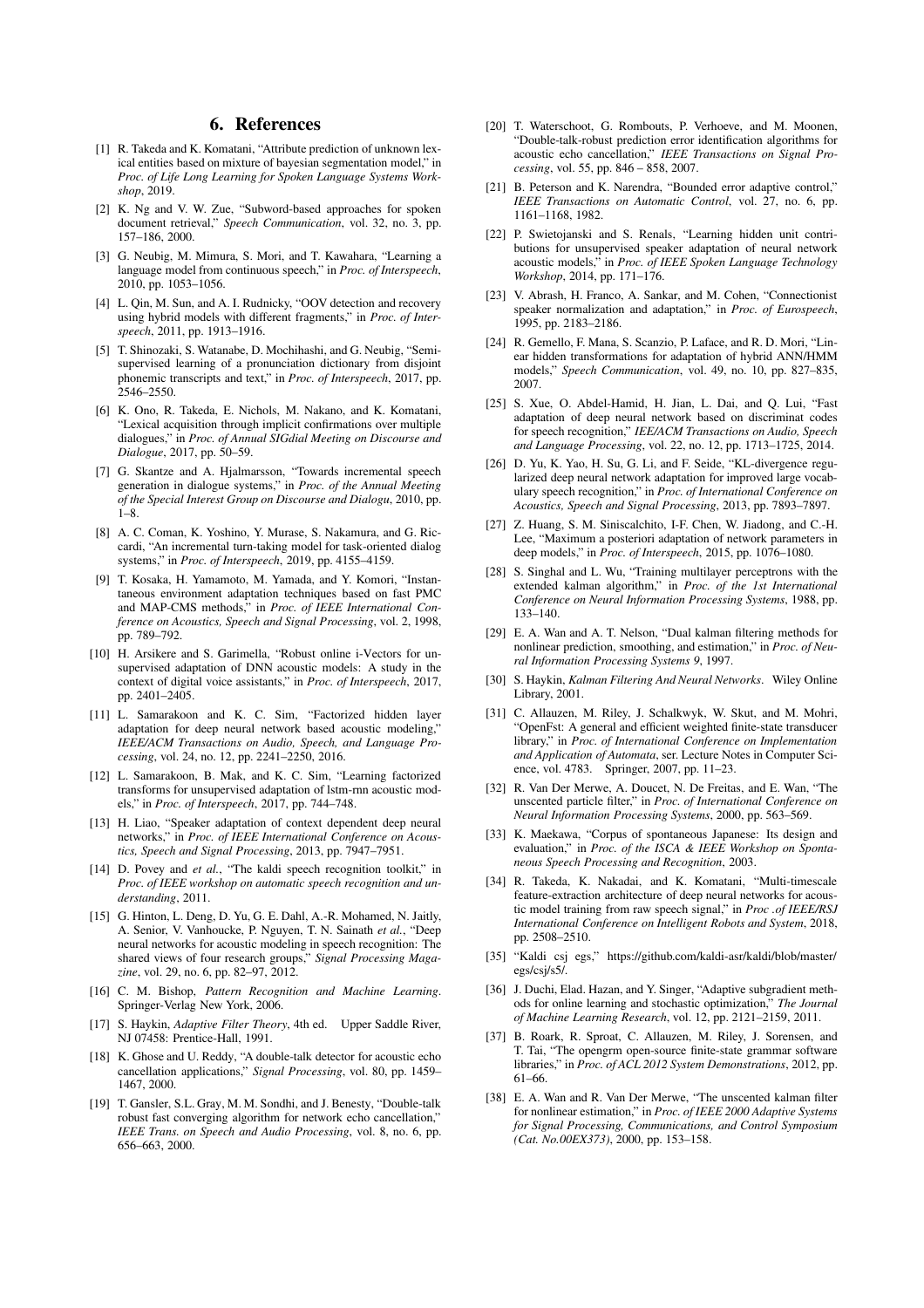## 6. References

[1] R. Takeda and K. Komatani, "Attribute prediction of unknown lexical entities based on mixture of bayesian segmentation model," in *Proc. of Life Long Learning for Spoken Language Systems Workshop*, 2019.

[2] K. Ng and V. W. Zue, "Subword-based approaches for spoken document retrieval," *Speech Communication*, vol. 32, no. 3, pp. 157–186, 2000.

[3] G. Neubig, M. Mimura, S. Mori, and T. Kawahara, "Learning a language model from continuous speech," in *Proc. of Interspeech*, 2010, pp. 1053–1056.

[4] L. Qin, M. Sun, and A. I. Rudnicky, "OOV detection and recovery using hybrid models with different fragments," in *Proc. of Interspeech*, 2011, pp. 1913–1916.

[5] T. Shinozaki, S. Watanabe, D. Mochihashi, and G. Neubig, "Semi-supervised learning of a pronunciation dictionary from disjoint phonemic transcripts and text," in *Proc. of Interspeech*, 2017, pp. 2546–2550.

[6] K. Ono, R. Takeda, E. Nichols, M. Nakano, and K. Komatani, "Lexical acquisition through implicit confirmations over multiple dialogues," in *Proc. of Annual SIGdial Meeting on Discourse and Dialogue*, 2017, pp. 50–59.

[7] G. Skantze and A. Hjalmarsson, "Towards incremental speech generation in dialogue systems," in *Proc. of the Annual Meeting of the Special Interest Group on Discourse and Dialogu*, 2010, pp. 1–8.

[8] A. C. Coman, K. Yoshino, Y. Murase, S. Nakamura, and G. Riccardi, "An incremental turn-taking model for task-oriented dialog systems," in *Proc. of Interspeech*, 2019, pp. 4155–4159.

[9] T. Kosaka, H. Yamamoto, M. Yamada, and Y. Komori, "Instantaneous environment adaptation techniques based on fast PMC and MAP-CMS methods," in *Proc. of IEEE International Conference on Acoustics, Speech and Signal Processing*, vol. 2, 1998, pp. 789–792.

[10] H. Arsikere and S. Garimella, "Robust online i-Vectors for unsupervised adaptation of DNN acoustic models: A study in the context of digital voice assistants," in *Proc. of Interspeech*, 2017, pp. 2401–2405.

[11] L. Samarakoon and K. C. Sim, "Factorized hidden layer adaptation for deep neural network based acoustic modeling," *IEEE/ACM Transactions on Audio, Speech, and Language Processing*, vol. 24, no. 12, pp. 2241–2250, 2016.

[12] L. Samarakoon, B. Mak, and K. C. Sim, "Learning factorized transforms for unsupervised adaptation of lstm-rnn acoustic models," in *Proc. of Interspeech*, 2017, pp. 744–748.

[13] H. Liao, "Speaker adaptation of context dependent deep neural networks," in *Proc. of IEEE International Conference on Acoustics, Speech and Signal Processing*, 2013, pp. 7947–7951.

[14] D. Povey and *et al.*, "The kaldi speech recognition toolkit," in *Proc. of IEEE workshop on automatic speech recognition and understanding*, 2011.

[15] G. Hinton, L. Deng, D. Yu, G. E. Dahl, A.-R. Mohamed, N. Jaitly, A. Senior, V. Vanhoucke, P. Nguyen, T. N. Sainath *et al.*, "Deep neural networks for acoustic modeling in speech recognition: The shared views of four research groups," *Signal Processing Magazine*, vol. 29, no. 6, pp. 82–97, 2012.

[16] C. M. Bishop, *Pattern Recognition and Machine Learning*. Springer-Verlag New York, 2006.

[17] S. Haykin, *Adaptive Filter Theory*, 4th ed. Upper Saddle River, NJ 07458: Prentice-Hall, 1991.

[18] K. Ghose and U. Reddy, "A double-talk detector for acoustic echo cancellation applications," *Signal Processing*, vol. 80, pp. 1459–1467, 2000.

[19] T. Gansler, S.L. Gray, M. M. Sondhi, and J. Benesty, "Double-talk robust fast converging algorithm for network echo cancellation," *IEEE Trans. on Speech and Audio Processing*, vol. 8, no. 6, pp. 656–663, 2000.

[20] T. Waterschoot, G. Rombouts, P. Verhoeve, and M. Moonen, "Double-talk-robust prediction error identification algorithms for acoustic echo cancellation," *IEEE Transactions on Signal Processing*, vol. 55, pp. 846 – 858, 2007.

[21] B. Peterson and K. Narendra, "Bounded error adaptive control," *IEEE Transactions on Automatic Control*, vol. 27, no. 6, pp. 1161–1168, 1982.

[22] P. Swietojanski and S. Renals, "Learning hidden unit contributions for unsupervised speaker adaptation of neural network acoustic models," in *Proc. of IEEE Spoken Language Technology Workshop*, 2014, pp. 171–176.

[23] V. Abrash, H. Franco, A. Sankar, and M. Cohen, "Connectionist speaker normalization and adaptation," in *Proc. of Eurospeech*, 1995, pp. 2183–2186.

[24] R. Gemello, F. Mana, S. Scanzio, P. Laface, and R. D. Mori, "Linear hidden transformations for adaptation of hybrid ANN/HMM models," *Speech Communication*, vol. 49, no. 10, pp. 827–835, 2007.

[25] S. Xue, O. Abdel-Hamid, H. Jian, L. Dai, and Q. Lui, "Fast adaptation of deep neural network based on discriminat codes for speech recognition," *IEE/ACM Transactions on Audio, Speech and Language Processing*, vol. 22, no. 12, pp. 1713–1725, 2014.

[26] D. Yu, K. Yao, H. Su, G. Li, and F. Seide, "KL-divergence regularized deep neural network adaptation for improved large vocabulary speech recognition," in *Proc. of International Conference on Acoustics, Speech and Signal Processing*, 2013, pp. 7893–7897.

[27] Z. Huang, S. M. Siniscalchito, I-F. Chen, W. Jiadong, and C.-H. Lee, "Maximum a posteriori adaptation of network parameters in deep models," in *Proc. of Interspeech*, 2015, pp. 1076–1080.

[28] S. Singhal and L. Wu, "Training multilayer perceptrons with the extended kalman algorithm," in *Proc. of the 1st International Conference on Neural Information Processing Systems*, 1988, pp. 133–140.

[29] E. A. Wan and A. T. Nelson, "Dual kalman filtering methods for nonlinear prediction, smoothing, and estimation," in *Proc. of Neural Information Processing Systems 9*, 1997.

[30] S. Haykin, *Kalman Filtering And Neural Networks*. Wiley Online Library, 2001.

[31] C. Allauzen, M. Riley, J. Schalkwyk, W. Skut, and M. Mohri, "OpenFst: A general and efficient weighted finite-state transducer library," in *Proc. of International Conference on Implementation and Application of Automata*, ser. Lecture Notes in Computer Science, vol. 4783. Springer, 2007, pp. 11–23.

[32] R. Van Der Merwe, A. Doucet, N. De Freitas, and E. Wan, "The unscented particle filter," in *Proc. of International Conference on Neural Information Processing Systems*, 2000, pp. 563–569.

[33] K. Maekawa, "Corpus of spontaneous Japanese: Its design and evaluation," in *Proc. of the ISCA & IEEE Workshop on Spontaneous Speech Processing and Recognition*, 2003.

[34] R. Takeda, K. Nakadai, and K. Komatani, "Multi-timescale feature-extraction architecture of deep neural networks for acoustic model training from raw speech signal," in *Proc .of IEEE/RSJ International Conference on Intelligent Robots and System*, 2018, pp. 2508–2510.

[35] "Kaldi csj egs," https://github.com/kaldi-asr/kaldi/blob/master/egs/csj/s5/.

[36] J. Duchi, Elad. Hazan, and Y. Singer, "Adaptive subgradient methods for online learning and stochastic optimization," *The Journal of Machine Learning Research*, vol. 12, pp. 2121–2159, 2011.

[37] B. Roark, R. Sproat, C. Allauzen, M. Riley, J. Sorensen, and T. Tai, "The opengrm open-source finite-state grammar software libraries," in *Proc. of ACL 2012 System Demonstrations*, 2012, pp. 61–66.

[38] E. A. Wan and R. Van Der Merwe, "The unscented kalman filter for nonlinear estimation," in *Proc. of IEEE 2000 Adaptive Systems for Signal Processing, Communications, and Control Symposium (Cat. No.00EX373)*, 2000, pp. 153–158.